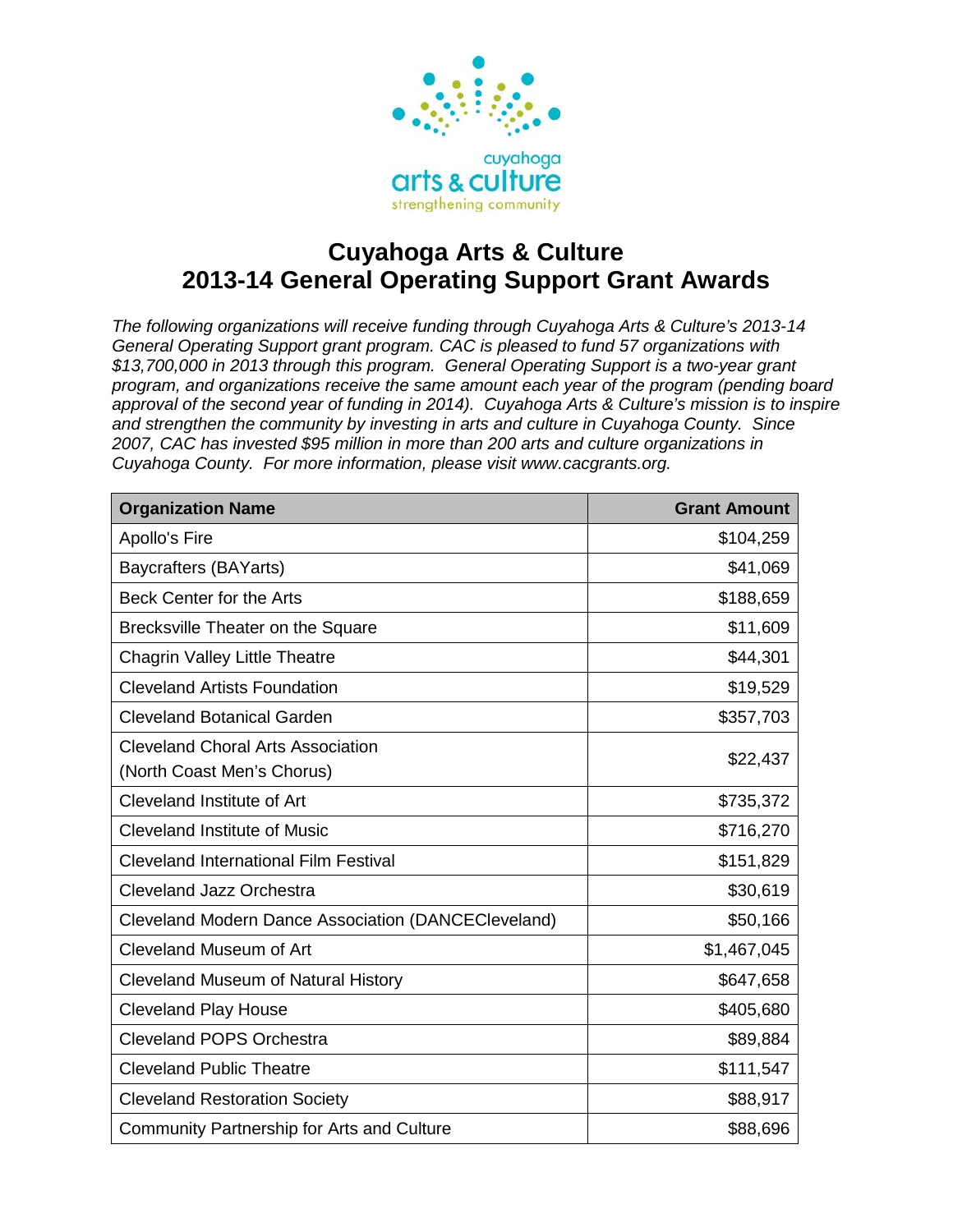# Cuyahoga Arts & Culture
# 2013-14 General Operating Support Grant Awards

*The following organizations will receive funding through Cuyahoga Arts & Culture's 2013-14 General Operating Support grant program. CAC is pleased to fund 57 organizations with $13,700,000 in 2013 through this program. General Operating Support is a two-year grant program, and organizations receive the same amount each year of the program (pending board approval of the second year of funding in 2014). Cuyahoga Arts & Culture's mission is to inspire and strengthen the community by investing in arts and culture in Cuyahoga County. Since 2007, CAC has invested $95 million in more than 200 arts and culture organizations in Cuyahoga County. For more information, please visit www.cacgrants.org.*

| Organization Name | Grant Amount |
|---|---:|
| Apollo's Fire | $104,259 |
| Baycrafters (BAYarts) | $41,069 |
| Beck Center for the Arts | $188,659 |
| Brecksville Theater on the Square | $11,609 |
| Chagrin Valley Little Theatre | $44,301 |
| Cleveland Artists Foundation | $19,529 |
| Cleveland Botanical Garden | $357,703 |
| Cleveland Choral Arts Association (North Coast Men's Chorus) | $22,437 |
| Cleveland Institute of Art | $735,372 |
| Cleveland Institute of Music | $716,270 |
| Cleveland International Film Festival | $151,829 |
| Cleveland Jazz Orchestra | $30,619 |
| Cleveland Modern Dance Association (DANCECleveland) | $50,166 |
| Cleveland Museum of Art | $1,467,045 |
| Cleveland Museum of Natural History | $647,658 |
| Cleveland Play House | $405,680 |
| Cleveland POPS Orchestra | $89,884 |
| Cleveland Public Theatre | $111,547 |
| Cleveland Restoration Society | $88,917 |
| Community Partnership for Arts and Culture | $88,696 |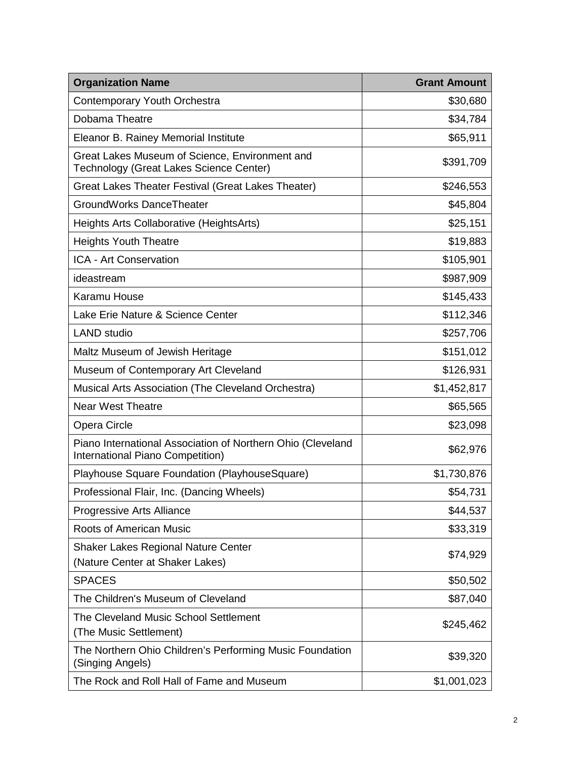| **Organization Name** | **Grant Amount** |
| --- | ---: |
| Contemporary Youth Orchestra | $30,680 |
| Dobama Theatre | $34,784 |
| Eleanor B. Rainey Memorial Institute | $65,911 |
| Great Lakes Museum of Science, Environment and Technology (Great Lakes Science Center) | $391,709 |
| Great Lakes Theater Festival (Great Lakes Theater) | $246,553 |
| GroundWorks DanceTheater | $45,804 |
| Heights Arts Collaborative (HeightsArts) | $25,151 |
| Heights Youth Theatre | $19,883 |
| ICA - Art Conservation | $105,901 |
| ideastream | $987,909 |
| Karamu House | $145,433 |
| Lake Erie Nature & Science Center | $112,346 |
| LAND studio | $257,706 |
| Maltz Museum of Jewish Heritage | $151,012 |
| Museum of Contemporary Art Cleveland | $126,931 |
| Musical Arts Association (The Cleveland Orchestra) | $1,452,817 |
| Near West Theatre | $65,565 |
| Opera Circle | $23,098 |
| Piano International Association of Northern Ohio (Cleveland International Piano Competition) | $62,976 |
| Playhouse Square Foundation (PlayhouseSquare) | $1,730,876 |
| Professional Flair, Inc. (Dancing Wheels) | $54,731 |
| Progressive Arts Alliance | $44,537 |
| Roots of American Music | $33,319 |
| Shaker Lakes Regional Nature Center (Nature Center at Shaker Lakes) | $74,929 |
| SPACES | $50,502 |
| The Children's Museum of Cleveland | $87,040 |
| The Cleveland Music School Settlement (The Music Settlement) | $245,462 |
| The Northern Ohio Children's Performing Music Foundation (Singing Angels) | $39,320 |
| The Rock and Roll Hall of Fame and Museum | $1,001,023 |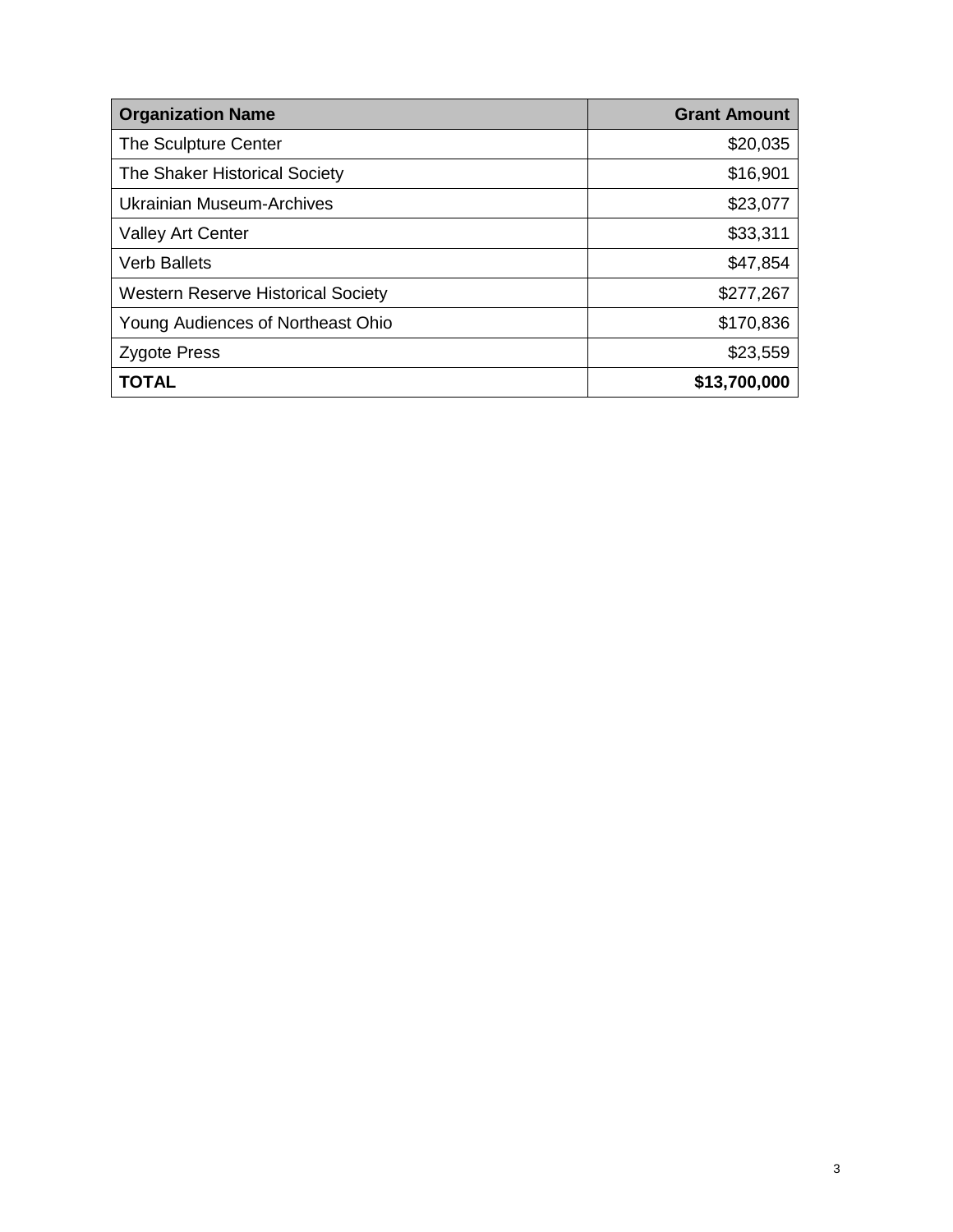| Organization Name | Grant Amount |
|---|---:|
| The Sculpture Center | $20,035 |
| The Shaker Historical Society | $16,901 |
| Ukrainian Museum-Archives | $23,077 |
| Valley Art Center | $33,311 |
| Verb Ballets | $47,854 |
| Western Reserve Historical Society | $277,267 |
| Young Audiences of Northeast Ohio | $170,836 |
| Zygote Press | $23,559 |
| **TOTAL** | **$13,700,000** |